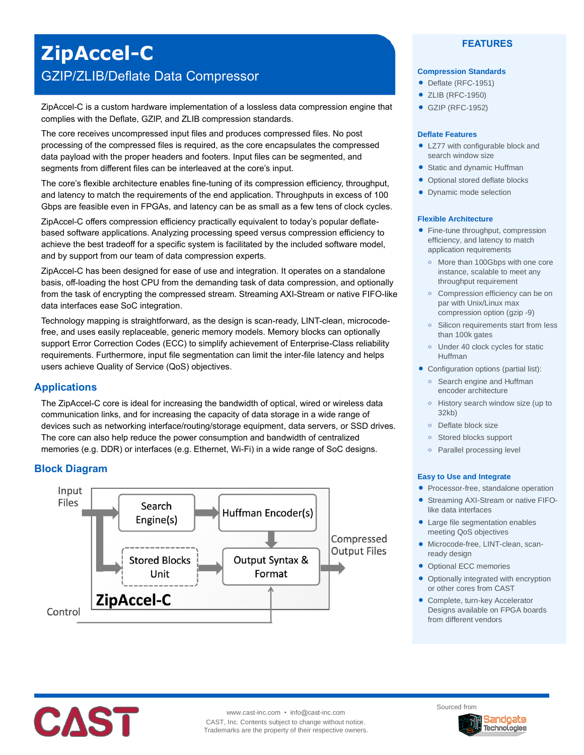# ZipAccel-C

## GZIP/ZLIB/Deflate Data Compressor

ZipAccel-C is a custom hardware implementation of a lossless data compression engine that complies with the Deflate, GZIP, and ZLIB compression standards.

The core receives uncompressed input files and produces compressed files. No post processing of the compressed files is required, as the core encapsulates the compressed data payload with the proper headers and footers. Input files can be segmented, and segments from different files can be interleaved at the core's input.

The core's flexible architecture enables fine-tuning of its compression efficiency, throughput, and latency to match the requirements of the end application. Throughputs in excess of 100 Gbps are feasible even in FPGAs, and latency can be as small as a few tens of clock cycles.

ZipAccel-C offers compression efficiency practically equivalent to today's popular deflate-based software applications. Analyzing processing speed versus compression efficiency to achieve the best tradeoff for a specific system is facilitated by the included software model, and by support from our team of data compression experts.

ZipAccel-C has been designed for ease of use and integration. It operates on a standalone basis, off-loading the host CPU from the demanding task of data compression, and optionally from the task of encrypting the compressed stream. Streaming AXI-Stream or native FIFO-like data interfaces ease SoC integration.

Technology mapping is straightforward, as the design is scan-ready, LINT-clean, microcode-free, and uses easily replaceable, generic memory models. Memory blocks can optionally support Error Correction Codes (ECC) to simplify achievement of Enterprise-Class reliability requirements. Furthermore, input file segmentation can limit the inter-file latency and helps users achieve Quality of Service (QoS) objectives.

## Applications

The ZipAccel-C core is ideal for increasing the bandwidth of optical, wired or wireless data communication links, and for increasing the capacity of data storage in a wide range of devices such as networking interface/routing/storage equipment, data servers, or SSD drives. The core can also help reduce the power consumption and bandwidth of centralized memories (e.g. DDR) or interfaces (e.g. Ethernet, Wi-Fi) in a wide range of SoC designs.

## Block Diagram

Input Files → Search Engine(s) → Huffman Encoder(s) → Output Syntax & Format → Compressed Output Files

Input Files → Stored Blocks Unit → Output Syntax & Format

Control → Output Syntax & Format

ZipAccel-C

## FEATURES

### Compression Standards

- Deflate (RFC-1951)
- ZLIB (RFC-1950)
- GZIP (RFC-1952)

### Deflate Features

- LZ77 with configurable block and search window size
- Static and dynamic Huffman
- Optional stored deflate blocks
- Dynamic mode selection

### Flexible Architecture

- Fine-tune throughput, compression efficiency, and latency to match application requirements
  - More than 100Gbps with one core instance, scalable to meet any throughput requirement
  - Compression efficiency can be on par with Unix/Linux max compression option (gzip -9)
  - Silicon requirements start from less than 100k gates
  - Under 40 clock cycles for static Huffman
- Configuration options (partial list):
  - Search engine and Huffman encoder architecture
  - History search window size (up to 32kb)
  - Deflate block size
  - Stored blocks support
  - Parallel processing level

### Easy to Use and Integrate

- Processor-free, standalone operation
- Streaming AXI-Stream or native FIFO-like data interfaces
- Large file segmentation enables meeting QoS objectives
- Microcode-free, LINT-clean, scan-ready design
- Optional ECC memories
- Optionally integrated with encryption or other cores from CAST
- Complete, turn-key Accelerator Designs available on FPGA boards from different vendors

CAST

www.cast-inc.com • info@cast-inc.com
CAST, Inc. Contents subject to change without notice.
Trademarks are the property of their respective owners.

Sourced from Sandgate Technologies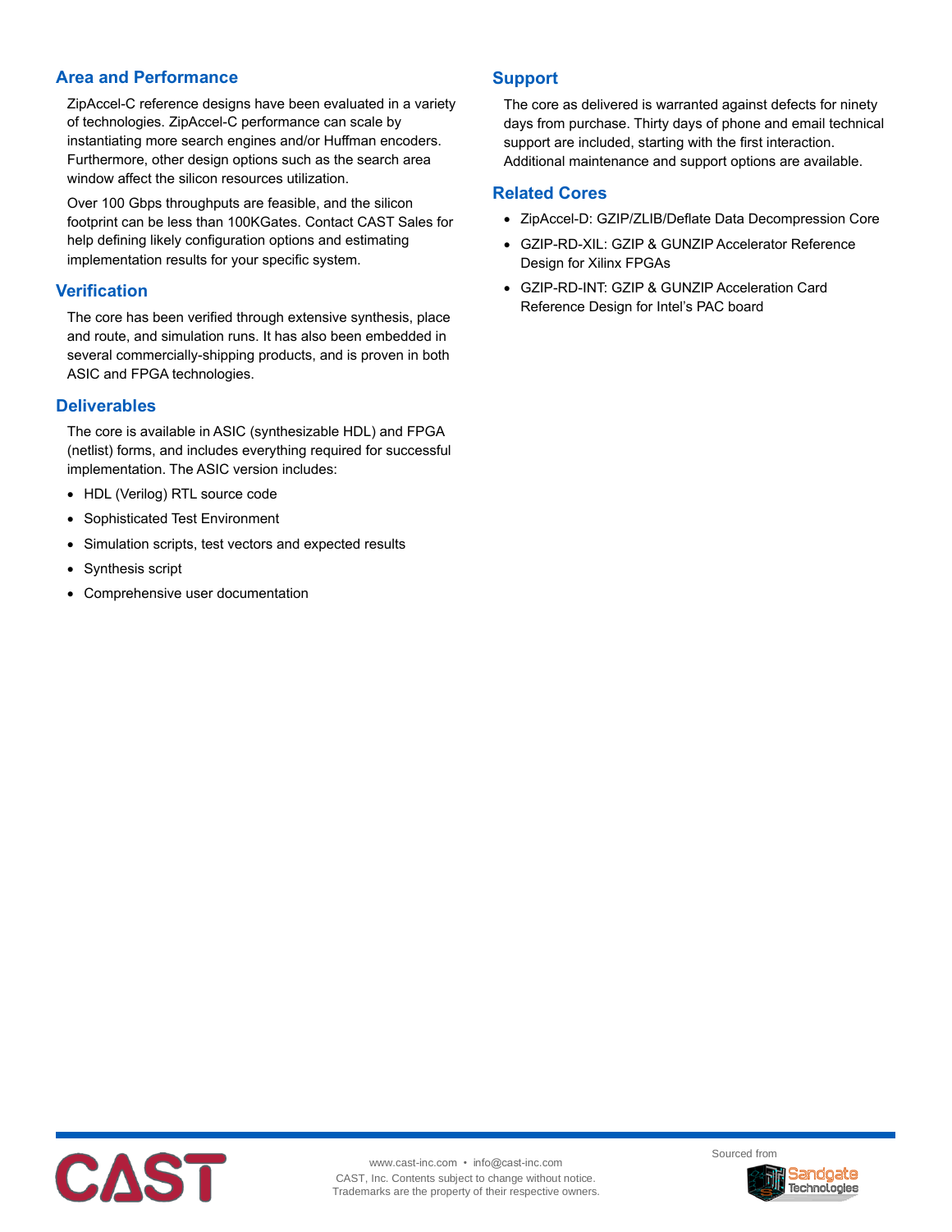## Area and Performance

ZipAccel-C reference designs have been evaluated in a variety of technologies. ZipAccel-C performance can scale by instantiating more search engines and/or Huffman encoders. Furthermore, other design options such as the search area window affect the silicon resources utilization.

Over 100 Gbps throughputs are feasible, and the silicon footprint can be less than 100KGates. Contact CAST Sales for help defining likely configuration options and estimating implementation results for your specific system.

## Verification

The core has been verified through extensive synthesis, place and route, and simulation runs. It has also been embedded in several commercially-shipping products, and is proven in both ASIC and FPGA technologies.

## Deliverables

The core is available in ASIC (synthesizable HDL) and FPGA (netlist) forms, and includes everything required for successful implementation. The ASIC version includes:

- HDL (Verilog) RTL source code
- Sophisticated Test Environment
- Simulation scripts, test vectors and expected results
- Synthesis script
- Comprehensive user documentation

## Support

The core as delivered is warranted against defects for ninety days from purchase. Thirty days of phone and email technical support are included, starting with the first interaction. Additional maintenance and support options are available.

## Related Cores

- ZipAccel-D: GZIP/ZLIB/Deflate Data Decompression Core
- GZIP-RD-XIL: GZIP & GUNZIP Accelerator Reference Design for Xilinx FPGAs
- GZIP-RD-INT: GZIP & GUNZIP Acceleration Card Reference Design for Intel's PAC board

www.cast-inc.com • info@cast-inc.com
CAST, Inc. Contents subject to change without notice.
Trademarks are the property of their respective owners.

Sourced from Sandgate Technologies